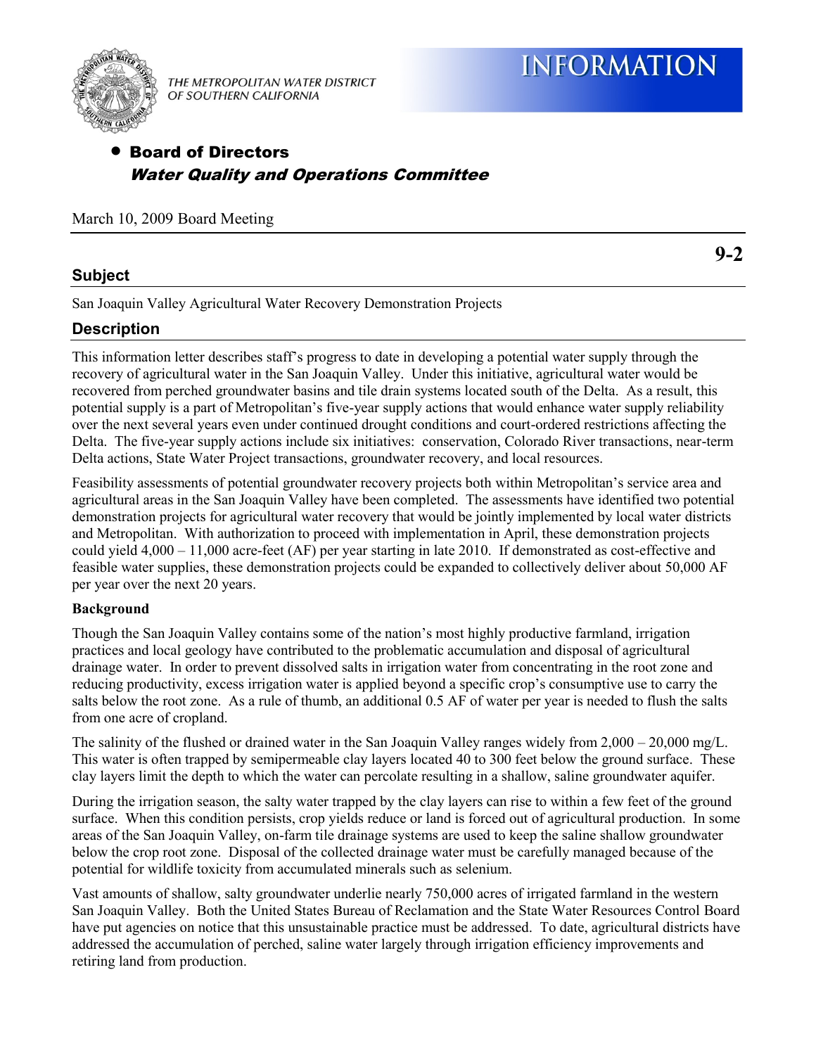THE METROPOLITAN WATER DISTRICT OF SOUTHERN CALIFORNIA

# INFORMATION

- **Board of Directors**
  ***Water Quality and Operations Committee***

March 10, 2009 Board Meeting

**9-2**

## Subject

San Joaquin Valley Agricultural Water Recovery Demonstration Projects

## Description

This information letter describes staff's progress to date in developing a potential water supply through the recovery of agricultural water in the San Joaquin Valley. Under this initiative, agricultural water would be recovered from perched groundwater basins and tile drain systems located south of the Delta. As a result, this potential supply is a part of Metropolitan's five-year supply actions that would enhance water supply reliability over the next several years even under continued drought conditions and court-ordered restrictions affecting the Delta. The five-year supply actions include six initiatives: conservation, Colorado River transactions, near-term Delta actions, State Water Project transactions, groundwater recovery, and local resources.

Feasibility assessments of potential groundwater recovery projects both within Metropolitan's service area and agricultural areas in the San Joaquin Valley have been completed. The assessments have identified two potential demonstration projects for agricultural water recovery that would be jointly implemented by local water districts and Metropolitan. With authorization to proceed with implementation in April, these demonstration projects could yield 4,000 – 11,000 acre-feet (AF) per year starting in late 2010. If demonstrated as cost-effective and feasible water supplies, these demonstration projects could be expanded to collectively deliver about 50,000 AF per year over the next 20 years.

**Background**

Though the San Joaquin Valley contains some of the nation's most highly productive farmland, irrigation practices and local geology have contributed to the problematic accumulation and disposal of agricultural drainage water. In order to prevent dissolved salts in irrigation water from concentrating in the root zone and reducing productivity, excess irrigation water is applied beyond a specific crop's consumptive use to carry the salts below the root zone. As a rule of thumb, an additional 0.5 AF of water per year is needed to flush the salts from one acre of cropland.

The salinity of the flushed or drained water in the San Joaquin Valley ranges widely from 2,000 – 20,000 mg/L. This water is often trapped by semipermeable clay layers located 40 to 300 feet below the ground surface. These clay layers limit the depth to which the water can percolate resulting in a shallow, saline groundwater aquifer.

During the irrigation season, the salty water trapped by the clay layers can rise to within a few feet of the ground surface. When this condition persists, crop yields reduce or land is forced out of agricultural production. In some areas of the San Joaquin Valley, on-farm tile drainage systems are used to keep the saline shallow groundwater below the crop root zone. Disposal of the collected drainage water must be carefully managed because of the potential for wildlife toxicity from accumulated minerals such as selenium.

Vast amounts of shallow, salty groundwater underlie nearly 750,000 acres of irrigated farmland in the western San Joaquin Valley. Both the United States Bureau of Reclamation and the State Water Resources Control Board have put agencies on notice that this unsustainable practice must be addressed. To date, agricultural districts have addressed the accumulation of perched, saline water largely through irrigation efficiency improvements and retiring land from production.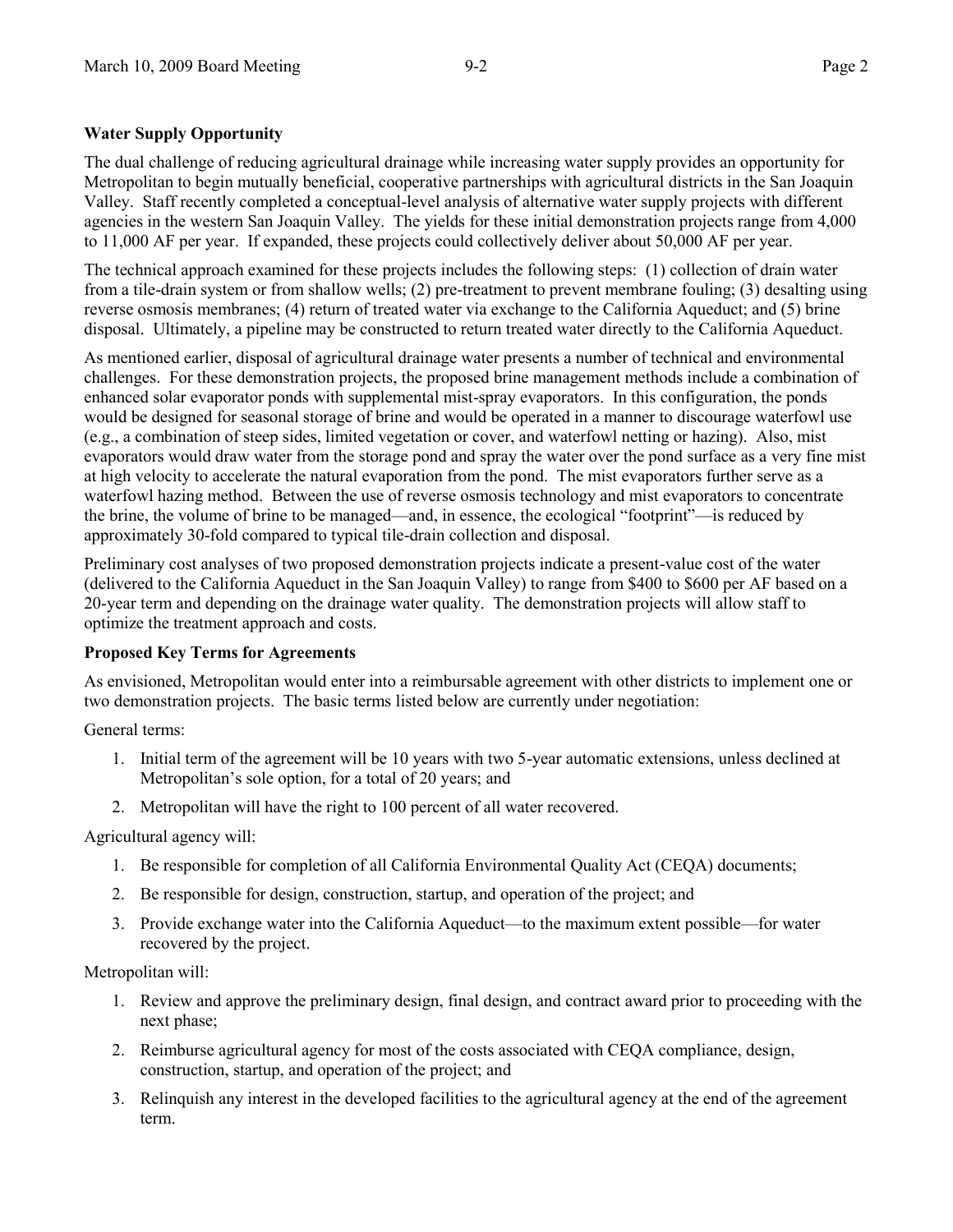**Water Supply Opportunity**

The dual challenge of reducing agricultural drainage while increasing water supply provides an opportunity for Metropolitan to begin mutually beneficial, cooperative partnerships with agricultural districts in the San Joaquin Valley. Staff recently completed a conceptual-level analysis of alternative water supply projects with different agencies in the western San Joaquin Valley. The yields for these initial demonstration projects range from 4,000 to 11,000 AF per year. If expanded, these projects could collectively deliver about 50,000 AF per year.

The technical approach examined for these projects includes the following steps: (1) collection of drain water from a tile-drain system or from shallow wells; (2) pre-treatment to prevent membrane fouling; (3) desalting using reverse osmosis membranes; (4) return of treated water via exchange to the California Aqueduct; and (5) brine disposal. Ultimately, a pipeline may be constructed to return treated water directly to the California Aqueduct.

As mentioned earlier, disposal of agricultural drainage water presents a number of technical and environmental challenges. For these demonstration projects, the proposed brine management methods include a combination of enhanced solar evaporator ponds with supplemental mist-spray evaporators. In this configuration, the ponds would be designed for seasonal storage of brine and would be operated in a manner to discourage waterfowl use (e.g., a combination of steep sides, limited vegetation or cover, and waterfowl netting or hazing). Also, mist evaporators would draw water from the storage pond and spray the water over the pond surface as a very fine mist at high velocity to accelerate the natural evaporation from the pond. The mist evaporators further serve as a waterfowl hazing method. Between the use of reverse osmosis technology and mist evaporators to concentrate the brine, the volume of brine to be managed—and, in essence, the ecological "footprint"—is reduced by approximately 30-fold compared to typical tile-drain collection and disposal.

Preliminary cost analyses of two proposed demonstration projects indicate a present-value cost of the water (delivered to the California Aqueduct in the San Joaquin Valley) to range from $400 to $600 per AF based on a 20-year term and depending on the drainage water quality. The demonstration projects will allow staff to optimize the treatment approach and costs.

**Proposed Key Terms for Agreements**

As envisioned, Metropolitan would enter into a reimbursable agreement with other districts to implement one or two demonstration projects. The basic terms listed below are currently under negotiation:

General terms:

1. Initial term of the agreement will be 10 years with two 5-year automatic extensions, unless declined at Metropolitan's sole option, for a total of 20 years; and
2. Metropolitan will have the right to 100 percent of all water recovered.

Agricultural agency will:

1. Be responsible for completion of all California Environmental Quality Act (CEQA) documents;
2. Be responsible for design, construction, startup, and operation of the project; and
3. Provide exchange water into the California Aqueduct—to the maximum extent possible—for water recovered by the project.

Metropolitan will:

1. Review and approve the preliminary design, final design, and contract award prior to proceeding with the next phase;
2. Reimburse agricultural agency for most of the costs associated with CEQA compliance, design, construction, startup, and operation of the project; and
3. Relinquish any interest in the developed facilities to the agricultural agency at the end of the agreement term.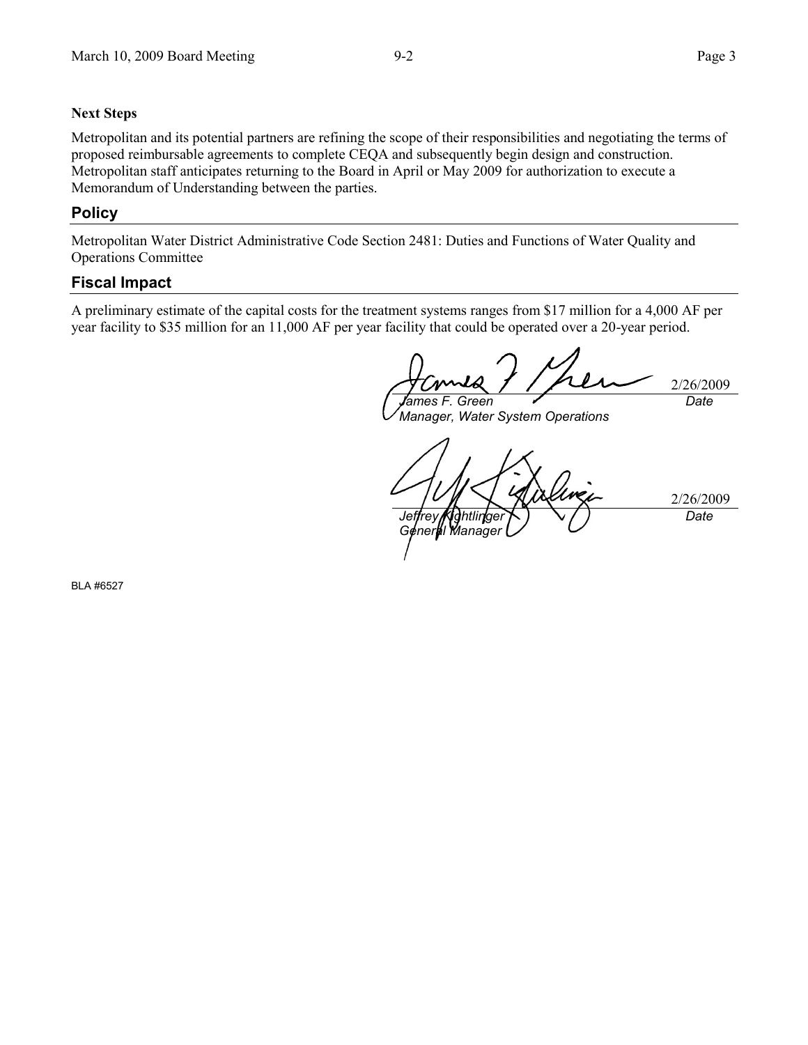**Next Steps**

Metropolitan and its potential partners are refining the scope of their responsibilities and negotiating the terms of proposed reimbursable agreements to complete CEQA and subsequently begin design and construction. Metropolitan staff anticipates returning to the Board in April or May 2009 for authorization to execute a Memorandum of Understanding between the parties.

## Policy

Metropolitan Water District Administrative Code Section 2481: Duties and Functions of Water Quality and Operations Committee

## Fiscal Impact

A preliminary estimate of the capital costs for the treatment systems ranges from $17 million for a 4,000 AF per year facility to $35 million for an 11,000 AF per year facility that could be operated over a 20-year period.

2/26/2009

*James F. Green* — *Date*
*Manager, Water System Operations*

2/26/2009

*Jeffrey Kightlinger* — *Date*
*General Manager*

BLA #6527